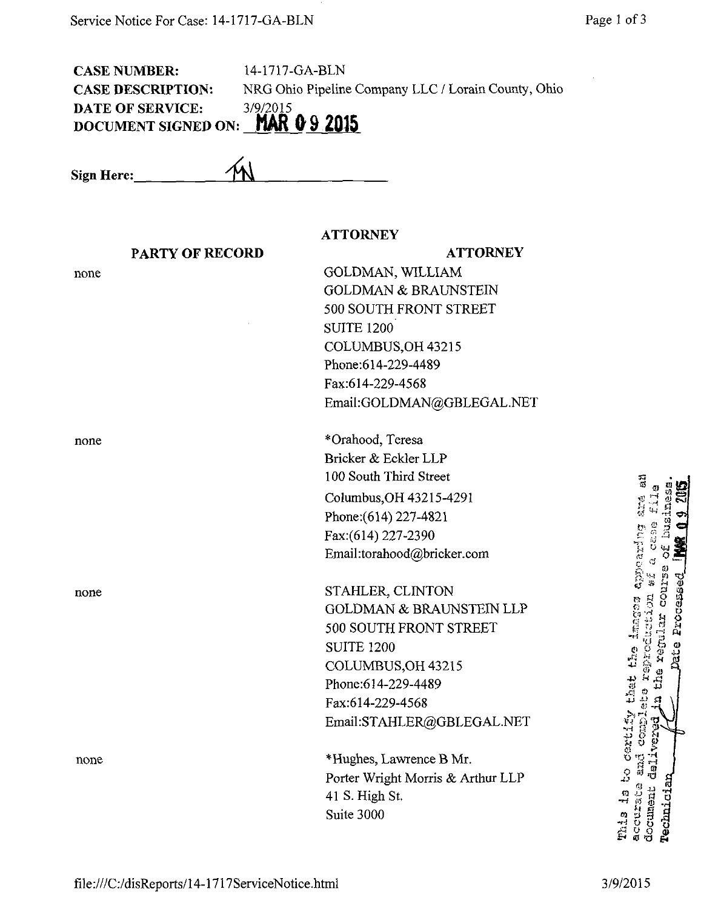**CASE NUMBER:** 14-1717-GA-BLN
**CASE DESCRIPTION:** NRG Ohio Pipeline Company LLC / Lorain County, Ohio
**DATE OF SERVICE:** 3/9/2015
**DOCUMENT SIGNED ON:** MAR 09 2015

**Sign Here:** ____MN____

| PARTY OF RECORD | ATTORNEY |
|---|---|
| none | GOLDMAN, WILLIAM<br>GOLDMAN & BRAUNSTEIN<br>500 SOUTH FRONT STREET<br>SUITE 1200<br>COLUMBUS,OH 43215<br>Phone:614-229-4489<br>Fax:614-229-4568<br>Email:GOLDMAN@GBLEGAL.NET |
| none | *Orahood, Teresa<br>Bricker & Eckler LLP<br>100 South Third Street<br>Columbus,OH 43215-4291<br>Phone:(614) 227-4821<br>Fax:(614) 227-2390<br>Email:torahood@bricker.com |
| none | STAHLER, CLINTON<br>GOLDMAN & BRAUNSTEIN LLP<br>500 SOUTH FRONT STREET<br>SUITE 1200<br>COLUMBUS,OH 43215<br>Phone:614-229-4489<br>Fax:614-229-4568<br>Email:STAHLER@GBLEGAL.NET |
| none | *Hughes, Lawrence B Mr.<br>Porter Wright Morris & Arthur LLP<br>41 S. High St.<br>Suite 3000 |

This is to certify that the images appearing are an accurate and complete reproduction of a case file document delivered in the regular course of business. Technician ______ Date Processed MAR 09 2015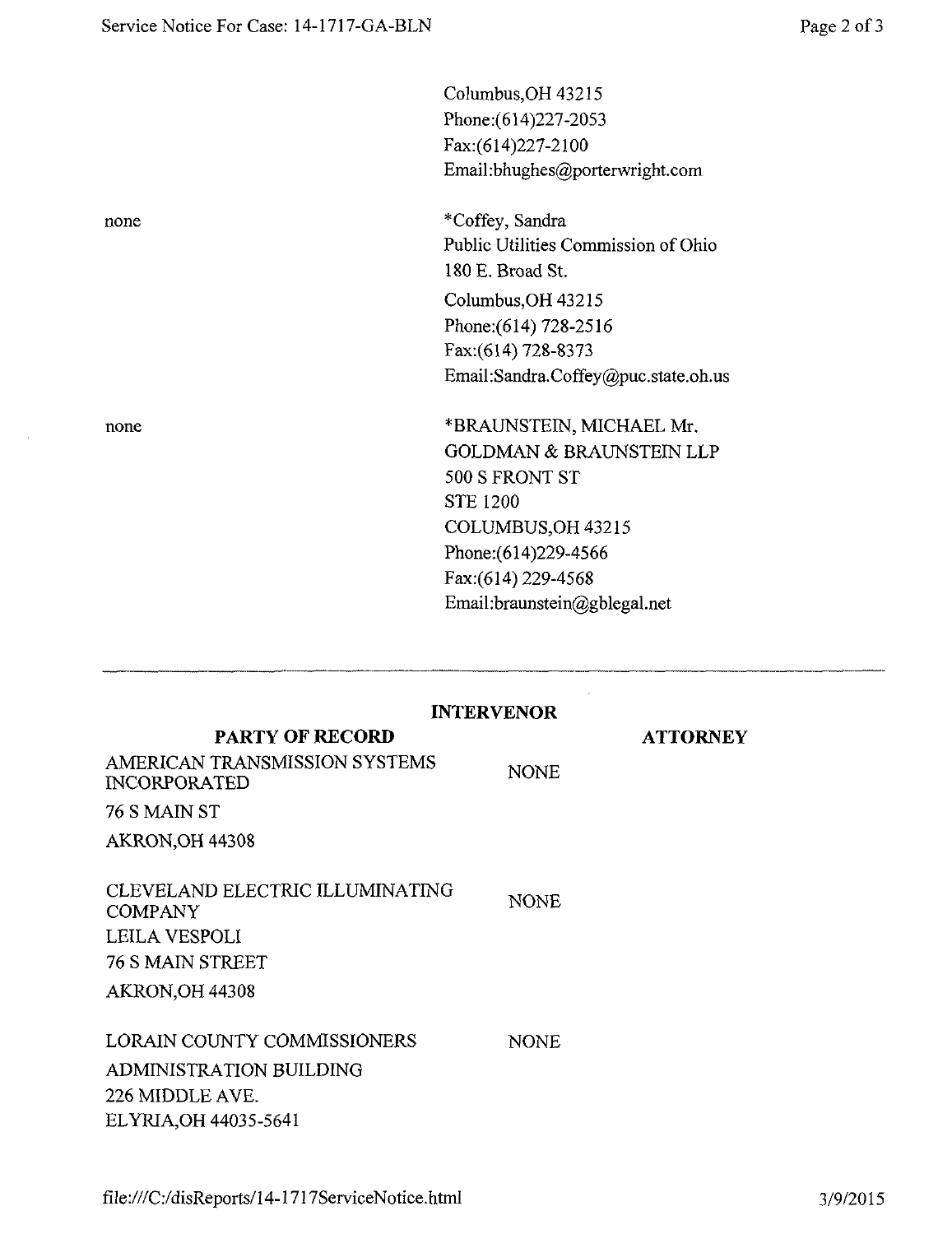| | |
|---|---|
| | Columbus,OH 43215<br>Phone:(614)227-2053<br>Fax:(614)227-2100<br>Email:bhughes@porterwright.com |
| none | *Coffey, Sandra<br>Public Utilities Commission of Ohio<br>180 E. Broad St.<br>Columbus,OH 43215<br>Phone:(614) 728-2516<br>Fax:(614) 728-8373<br>Email:Sandra.Coffey@puc.state.oh.us |
| none | *BRAUNSTEIN, MICHAEL Mr.<br>GOLDMAN & BRAUNSTEIN LLP<br>500 S FRONT ST<br>STE 1200<br>COLUMBUS,OH 43215<br>Phone:(614)229-4566<br>Fax:(614) 229-4568<br>Email:braunstein@gblegal.net |

---

**INTERVENOR**

| PARTY OF RECORD | ATTORNEY |
|---|---|
| AMERICAN TRANSMISSION SYSTEMS INCORPORATED<br>76 S MAIN ST<br>AKRON,OH 44308 | NONE |
| CLEVELAND ELECTRIC ILLUMINATING COMPANY<br>LEILA VESPOLI<br>76 S MAIN STREET<br>AKRON,OH 44308 | NONE |
| LORAIN COUNTY COMMISSIONERS<br>ADMINISTRATION BUILDING<br>226 MIDDLE AVE.<br>ELYRIA,OH 44035-5641 | NONE |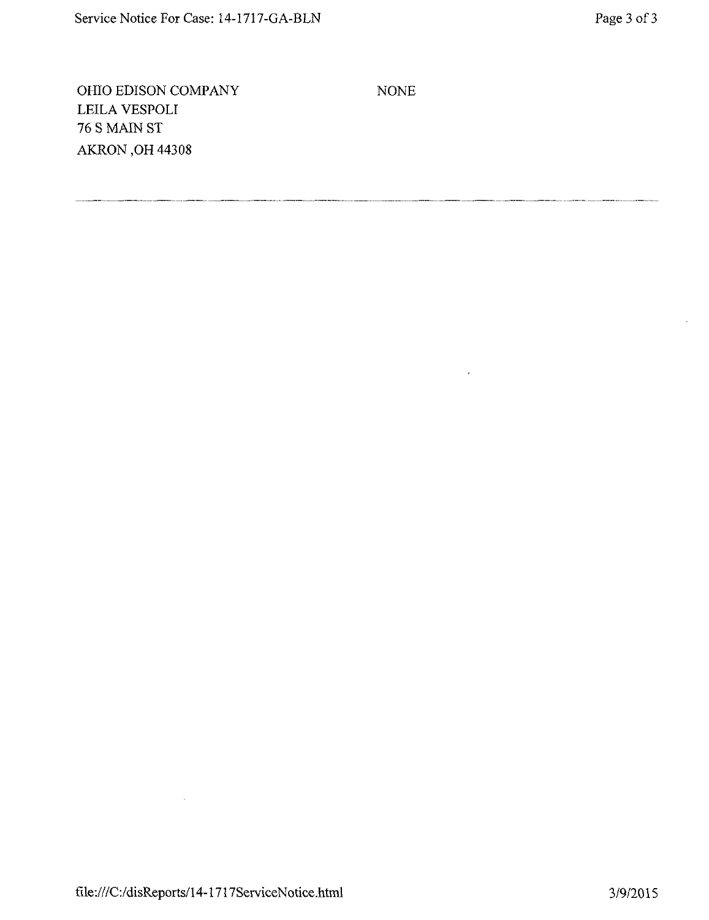OHIO EDISON COMPANY
LEILA VESPOLI
76 S MAIN ST
AKRON ,OH 44308

NONE

---